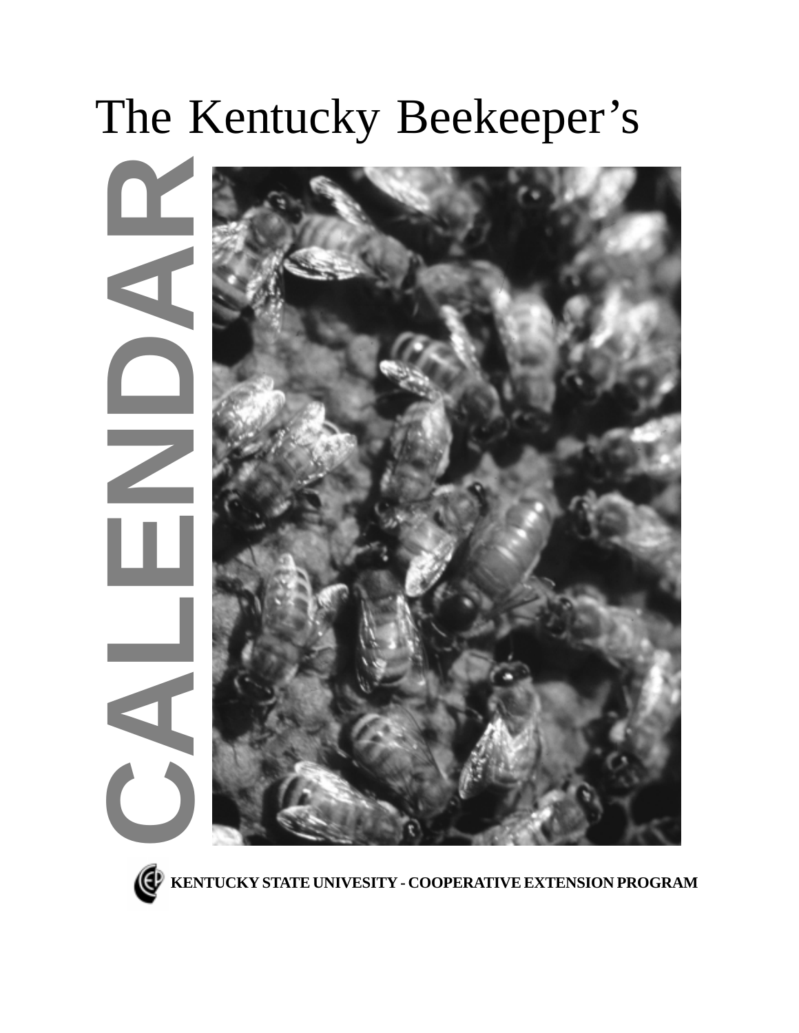# The Kentucky Beekeeper's

# CALENDAR

**KENTUCKY STATE UNIVESITY - COOPERATIVE EXTENSION PROGRAM**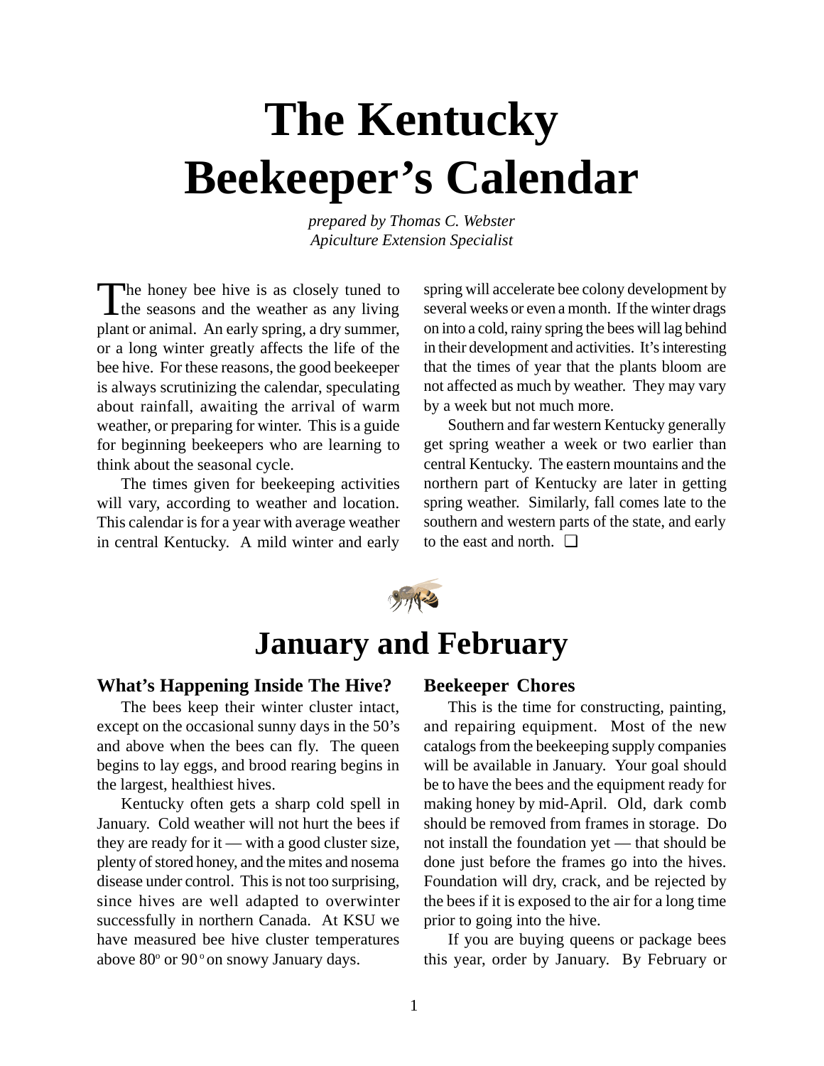# The Kentucky Beekeeper's Calendar

*prepared by Thomas C. Webster*
*Apiculture Extension Specialist*

The honey bee hive is as closely tuned to the seasons and the weather as any living plant or animal. An early spring, a dry summer, or a long winter greatly affects the life of the bee hive. For these reasons, the good beekeeper is always scrutinizing the calendar, speculating about rainfall, awaiting the arrival of warm weather, or preparing for winter. This is a guide for beginning beekeepers who are learning to think about the seasonal cycle.

The times given for beekeeping activities will vary, according to weather and location. This calendar is for a year with average weather in central Kentucky. A mild winter and early spring will accelerate bee colony development by several weeks or even a month. If the winter drags on into a cold, rainy spring the bees will lag behind in their development and activities. It's interesting that the times of year that the plants bloom are not affected as much by weather. They may vary by a week but not much more.

Southern and far western Kentucky generally get spring weather a week or two earlier than central Kentucky. The eastern mountains and the northern part of Kentucky are later in getting spring weather. Similarly, fall comes late to the southern and western parts of the state, and early to the east and north. ❑

## January and February

### What's Happening Inside The Hive?

The bees keep their winter cluster intact, except on the occasional sunny days in the 50's and above when the bees can fly. The queen begins to lay eggs, and brood rearing begins in the largest, healthiest hives.

Kentucky often gets a sharp cold spell in January. Cold weather will not hurt the bees if they are ready for it — with a good cluster size, plenty of stored honey, and the mites and nosema disease under control. This is not too surprising, since hives are well adapted to overwinter successfully in northern Canada. At KSU we have measured bee hive cluster temperatures above 80° or 90° on snowy January days.

### Beekeeper Chores

This is the time for constructing, painting, and repairing equipment. Most of the new catalogs from the beekeeping supply companies will be available in January. Your goal should be to have the bees and the equipment ready for making honey by mid-April. Old, dark comb should be removed from frames in storage. Do not install the foundation yet — that should be done just before the frames go into the hives. Foundation will dry, crack, and be rejected by the bees if it is exposed to the air for a long time prior to going into the hive.

If you are buying queens or package bees this year, order by January. By February or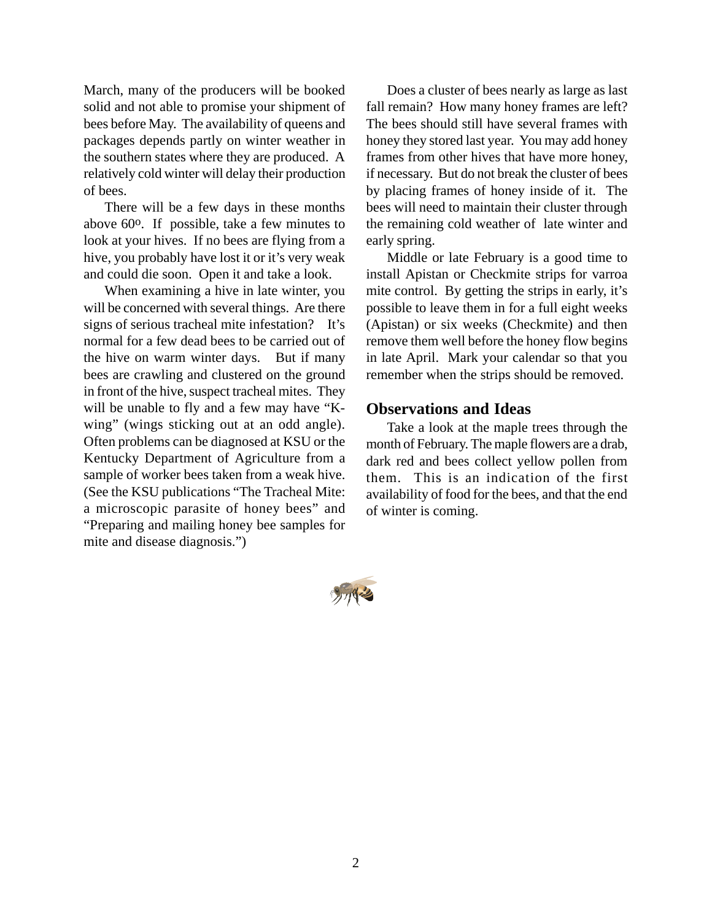March, many of the producers will be booked solid and not able to promise your shipment of bees before May. The availability of queens and packages depends partly on winter weather in the southern states where they are produced. A relatively cold winter will delay their production of bees.

There will be a few days in these months above 60º. If possible, take a few minutes to look at your hives. If no bees are flying from a hive, you probably have lost it or it's very weak and could die soon. Open it and take a look.

When examining a hive in late winter, you will be concerned with several things. Are there signs of serious tracheal mite infestation? It's normal for a few dead bees to be carried out of the hive on warm winter days. But if many bees are crawling and clustered on the ground in front of the hive, suspect tracheal mites. They will be unable to fly and a few may have "K-wing" (wings sticking out at an odd angle). Often problems can be diagnosed at KSU or the Kentucky Department of Agriculture from a sample of worker bees taken from a weak hive. (See the KSU publications "The Tracheal Mite: a microscopic parasite of honey bees" and "Preparing and mailing honey bee samples for mite and disease diagnosis.")

Does a cluster of bees nearly as large as last fall remain? How many honey frames are left? The bees should still have several frames with honey they stored last year. You may add honey frames from other hives that have more honey, if necessary. But do not break the cluster of bees by placing frames of honey inside of it. The bees will need to maintain their cluster through the remaining cold weather of late winter and early spring.

Middle or late February is a good time to install Apistan or Checkmite strips for varroa mite control. By getting the strips in early, it's possible to leave them in for a full eight weeks (Apistan) or six weeks (Checkmite) and then remove them well before the honey flow begins in late April. Mark your calendar so that you remember when the strips should be removed.

## Observations and Ideas

Take a look at the maple trees through the month of February. The maple flowers are a drab, dark red and bees collect yellow pollen from them. This is an indication of the first availability of food for the bees, and that the end of winter is coming.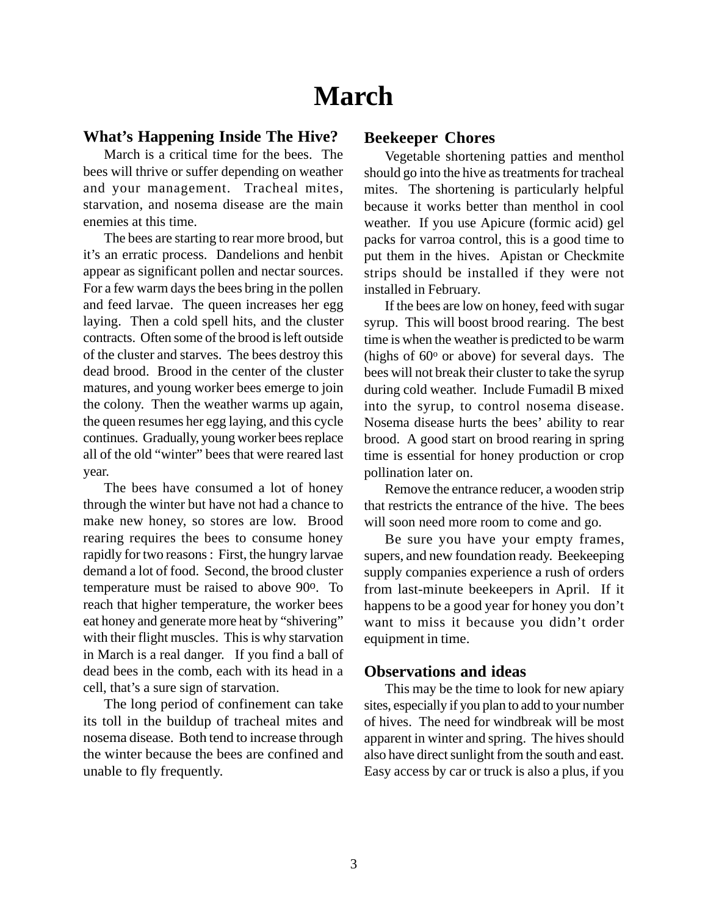# March

## What's Happening Inside The Hive?

March is a critical time for the bees. The bees will thrive or suffer depending on weather and your management. Tracheal mites, starvation, and nosema disease are the main enemies at this time.

The bees are starting to rear more brood, but it's an erratic process. Dandelions and henbit appear as significant pollen and nectar sources. For a few warm days the bees bring in the pollen and feed larvae. The queen increases her egg laying. Then a cold spell hits, and the cluster contracts. Often some of the brood is left outside of the cluster and starves. The bees destroy this dead brood. Brood in the center of the cluster matures, and young worker bees emerge to join the colony. Then the weather warms up again, the queen resumes her egg laying, and this cycle continues. Gradually, young worker bees replace all of the old "winter" bees that were reared last year.

The bees have consumed a lot of honey through the winter but have not had a chance to make new honey, so stores are low. Brood rearing requires the bees to consume honey rapidly for two reasons : First, the hungry larvae demand a lot of food. Second, the brood cluster temperature must be raised to above 90°. To reach that higher temperature, the worker bees eat honey and generate more heat by "shivering" with their flight muscles. This is why starvation in March is a real danger. If you find a ball of dead bees in the comb, each with its head in a cell, that's a sure sign of starvation.

The long period of confinement can take its toll in the buildup of tracheal mites and nosema disease. Both tend to increase through the winter because the bees are confined and unable to fly frequently.

## Beekeeper Chores

Vegetable shortening patties and menthol should go into the hive as treatments for tracheal mites. The shortening is particularly helpful because it works better than menthol in cool weather. If you use Apicure (formic acid) gel packs for varroa control, this is a good time to put them in the hives. Apistan or Checkmite strips should be installed if they were not installed in February.

If the bees are low on honey, feed with sugar syrup. This will boost brood rearing. The best time is when the weather is predicted to be warm (highs of 60° or above) for several days. The bees will not break their cluster to take the syrup during cold weather. Include Fumadil B mixed into the syrup, to control nosema disease. Nosema disease hurts the bees' ability to rear brood. A good start on brood rearing in spring time is essential for honey production or crop pollination later on.

Remove the entrance reducer, a wooden strip that restricts the entrance of the hive. The bees will soon need more room to come and go.

Be sure you have your empty frames, supers, and new foundation ready. Beekeeping supply companies experience a rush of orders from last-minute beekeepers in April. If it happens to be a good year for honey you don't want to miss it because you didn't order equipment in time.

## Observations and ideas

This may be the time to look for new apiary sites, especially if you plan to add to your number of hives. The need for windbreak will be most apparent in winter and spring. The hives should also have direct sunlight from the south and east. Easy access by car or truck is also a plus, if you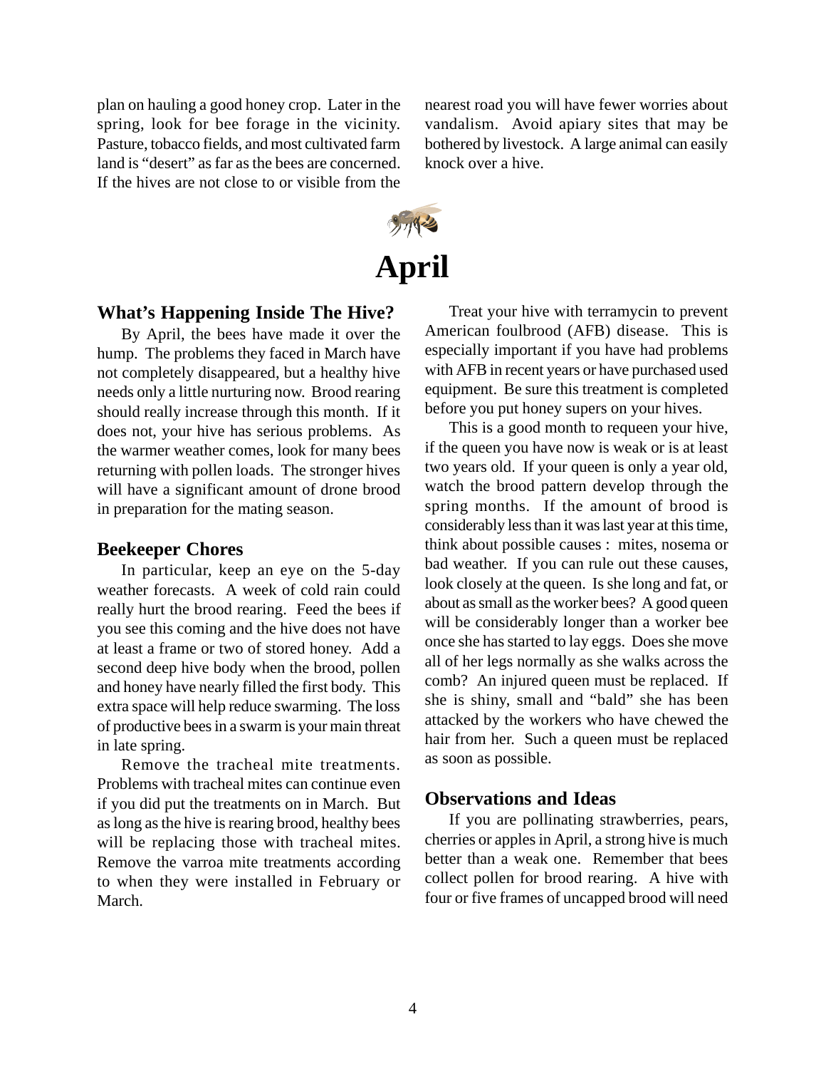plan on hauling a good honey crop. Later in the spring, look for bee forage in the vicinity. Pasture, tobacco fields, and most cultivated farm land is "desert" as far as the bees are concerned. If the hives are not close to or visible from the nearest road you will have fewer worries about vandalism. Avoid apiary sites that may be bothered by livestock. A large animal can easily knock over a hive.

# April

### What's Happening Inside The Hive?

By April, the bees have made it over the hump. The problems they faced in March have not completely disappeared, but a healthy hive needs only a little nurturing now. Brood rearing should really increase through this month. If it does not, your hive has serious problems. As the warmer weather comes, look for many bees returning with pollen loads. The stronger hives will have a significant amount of drone brood in preparation for the mating season.

### Beekeeper Chores

In particular, keep an eye on the 5-day weather forecasts. A week of cold rain could really hurt the brood rearing. Feed the bees if you see this coming and the hive does not have at least a frame or two of stored honey. Add a second deep hive body when the brood, pollen and honey have nearly filled the first body. This extra space will help reduce swarming. The loss of productive bees in a swarm is your main threat in late spring.

Remove the tracheal mite treatments. Problems with tracheal mites can continue even if you did put the treatments on in March. But as long as the hive is rearing brood, healthy bees will be replacing those with tracheal mites. Remove the varroa mite treatments according to when they were installed in February or March.

Treat your hive with terramycin to prevent American foulbrood (AFB) disease. This is especially important if you have had problems with AFB in recent years or have purchased used equipment. Be sure this treatment is completed before you put honey supers on your hives.

This is a good month to requeen your hive, if the queen you have now is weak or is at least two years old. If your queen is only a year old, watch the brood pattern develop through the spring months. If the amount of brood is considerably less than it was last year at this time, think about possible causes : mites, nosema or bad weather. If you can rule out these causes, look closely at the queen. Is she long and fat, or about as small as the worker bees? A good queen will be considerably longer than a worker bee once she has started to lay eggs. Does she move all of her legs normally as she walks across the comb? An injured queen must be replaced. If she is shiny, small and "bald" she has been attacked by the workers who have chewed the hair from her. Such a queen must be replaced as soon as possible.

### Observations and Ideas

If you are pollinating strawberries, pears, cherries or apples in April, a strong hive is much better than a weak one. Remember that bees collect pollen for brood rearing. A hive with four or five frames of uncapped brood will need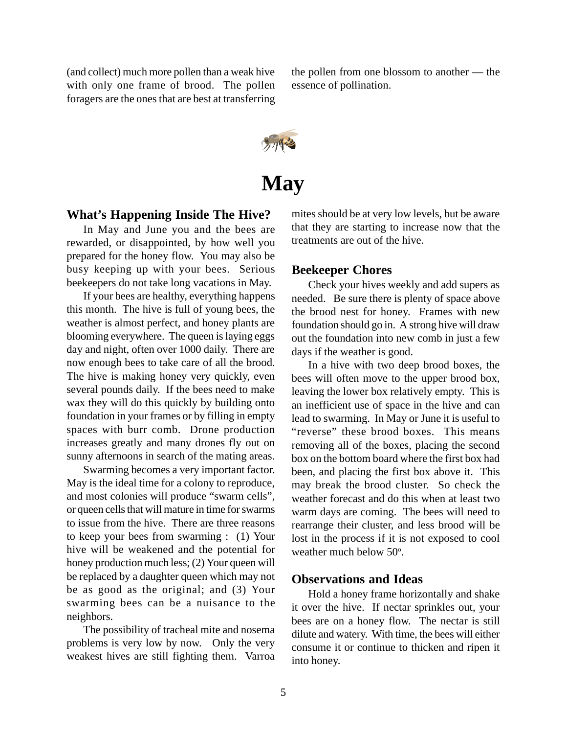(and collect) much more pollen than a weak hive with only one frame of brood. The pollen foragers are the ones that are best at transferring the pollen from one blossom to another — the essence of pollination.

# May

## What's Happening Inside The Hive?

In May and June you and the bees are rewarded, or disappointed, by how well you prepared for the honey flow. You may also be busy keeping up with your bees. Serious beekeepers do not take long vacations in May.

If your bees are healthy, everything happens this month. The hive is full of young bees, the weather is almost perfect, and honey plants are blooming everywhere. The queen is laying eggs day and night, often over 1000 daily. There are now enough bees to take care of all the brood. The hive is making honey very quickly, even several pounds daily. If the bees need to make wax they will do this quickly by building onto foundation in your frames or by filling in empty spaces with burr comb. Drone production increases greatly and many drones fly out on sunny afternoons in search of the mating areas.

Swarming becomes a very important factor. May is the ideal time for a colony to reproduce, and most colonies will produce "swarm cells", or queen cells that will mature in time for swarms to issue from the hive. There are three reasons to keep your bees from swarming : (1) Your hive will be weakened and the potential for honey production much less; (2) Your queen will be replaced by a daughter queen which may not be as good as the original; and (3) Your swarming bees can be a nuisance to the neighbors.

The possibility of tracheal mite and nosema problems is very low by now. Only the very weakest hives are still fighting them. Varroa mites should be at very low levels, but be aware that they are starting to increase now that the treatments are out of the hive.

## Beekeeper Chores

Check your hives weekly and add supers as needed. Be sure there is plenty of space above the brood nest for honey. Frames with new foundation should go in. A strong hive will draw out the foundation into new comb in just a few days if the weather is good.

In a hive with two deep brood boxes, the bees will often move to the upper brood box, leaving the lower box relatively empty. This is an inefficient use of space in the hive and can lead to swarming. In May or June it is useful to "reverse" these brood boxes. This means removing all of the boxes, placing the second box on the bottom board where the first box had been, and placing the first box above it. This may break the brood cluster. So check the weather forecast and do this when at least two warm days are coming. The bees will need to rearrange their cluster, and less brood will be lost in the process if it is not exposed to cool weather much below 50°.

## Observations and Ideas

Hold a honey frame horizontally and shake it over the hive. If nectar sprinkles out, your bees are on a honey flow. The nectar is still dilute and watery. With time, the bees will either consume it or continue to thicken and ripen it into honey.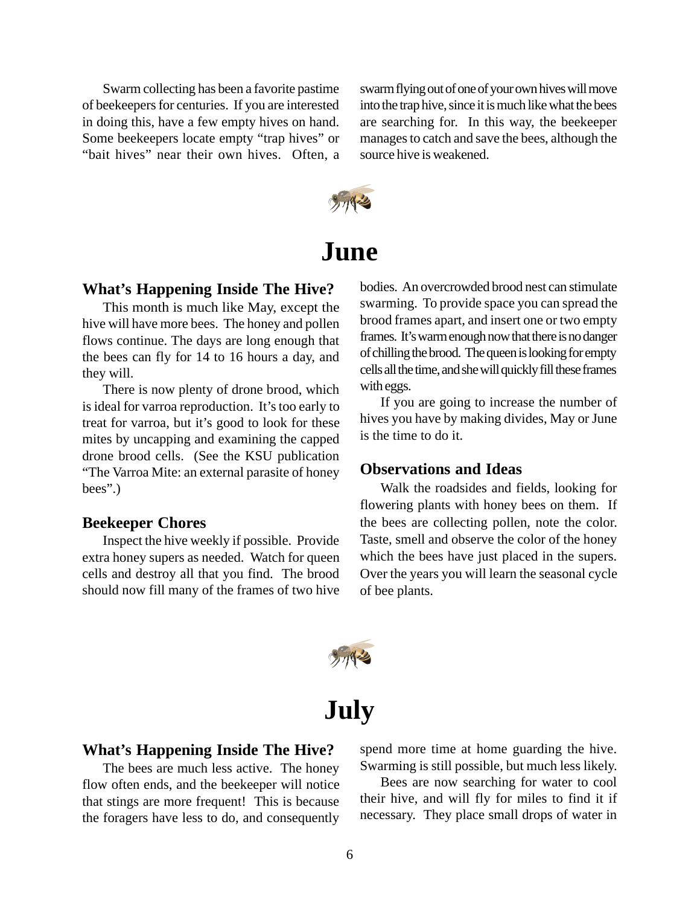Swarm collecting has been a favorite pastime of beekeepers for centuries. If you are interested in doing this, have a few empty hives on hand. Some beekeepers locate empty "trap hives" or "bait hives" near their own hives. Often, a swarm flying out of one of your own hives will move into the trap hive, since it is much like what the bees are searching for. In this way, the beekeeper manages to catch and save the bees, although the source hive is weakened.

# June

### What's Happening Inside The Hive?

This month is much like May, except the hive will have more bees. The honey and pollen flows continue. The days are long enough that the bees can fly for 14 to 16 hours a day, and they will.

There is now plenty of drone brood, which is ideal for varroa reproduction. It's too early to treat for varroa, but it's good to look for these mites by uncapping and examining the capped drone brood cells. (See the KSU publication "The Varroa Mite: an external parasite of honey bees".)

### Beekeeper Chores

Inspect the hive weekly if possible. Provide extra honey supers as needed. Watch for queen cells and destroy all that you find. The brood should now fill many of the frames of two hive bodies. An overcrowded brood nest can stimulate swarming. To provide space you can spread the brood frames apart, and insert one or two empty frames. It's warm enough now that there is no danger of chilling the brood. The queen is looking for empty cells all the time, and she will quickly fill these frames with eggs.

If you are going to increase the number of hives you have by making divides, May or June is the time to do it.

### Observations and Ideas

Walk the roadsides and fields, looking for flowering plants with honey bees on them. If the bees are collecting pollen, note the color. Taste, smell and observe the color of the honey which the bees have just placed in the supers. Over the years you will learn the seasonal cycle of bee plants.

# July

### What's Happening Inside The Hive?

The bees are much less active. The honey flow often ends, and the beekeeper will notice that stings are more frequent! This is because the foragers have less to do, and consequently spend more time at home guarding the hive. Swarming is still possible, but much less likely.

Bees are now searching for water to cool their hive, and will fly for miles to find it if necessary. They place small drops of water in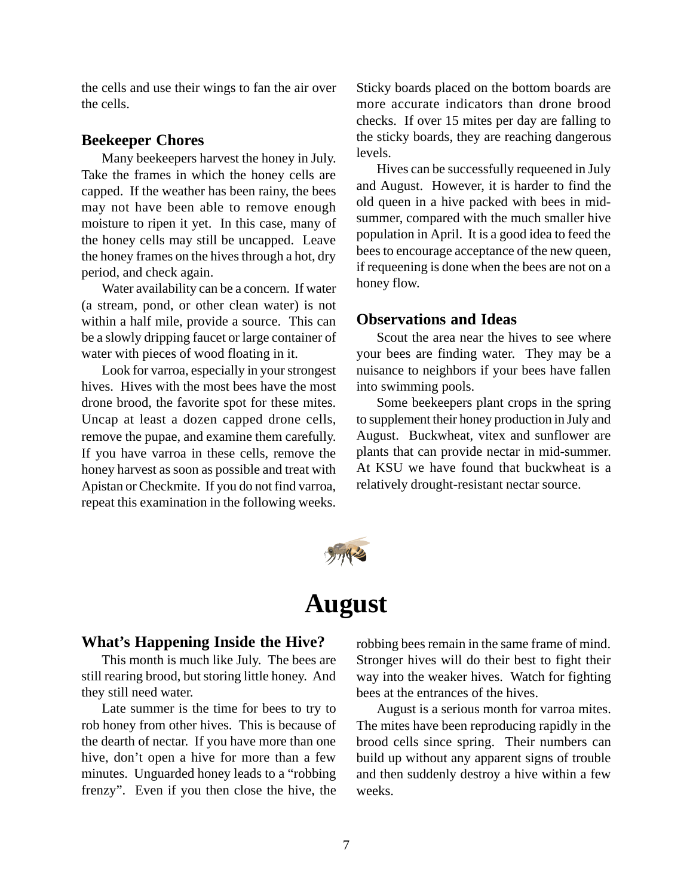the cells and use their wings to fan the air over the cells.

## Beekeeper Chores

Many beekeepers harvest the honey in July. Take the frames in which the honey cells are capped. If the weather has been rainy, the bees may not have been able to remove enough moisture to ripen it yet. In this case, many of the honey cells may still be uncapped. Leave the honey frames on the hives through a hot, dry period, and check again.

Water availability can be a concern. If water (a stream, pond, or other clean water) is not within a half mile, provide a source. This can be a slowly dripping faucet or large container of water with pieces of wood floating in it.

Look for varroa, especially in your strongest hives. Hives with the most bees have the most drone brood, the favorite spot for these mites. Uncap at least a dozen capped drone cells, remove the pupae, and examine them carefully. If you have varroa in these cells, remove the honey harvest as soon as possible and treat with Apistan or Checkmite. If you do not find varroa, repeat this examination in the following weeks. Sticky boards placed on the bottom boards are more accurate indicators than drone brood checks. If over 15 mites per day are falling to the sticky boards, they are reaching dangerous levels.

Hives can be successfully requeened in July and August. However, it is harder to find the old queen in a hive packed with bees in mid-summer, compared with the much smaller hive population in April. It is a good idea to feed the bees to encourage acceptance of the new queen, if requeening is done when the bees are not on a honey flow.

## Observations and Ideas

Scout the area near the hives to see where your bees are finding water. They may be a nuisance to neighbors if your bees have fallen into swimming pools.

Some beekeepers plant crops in the spring to supplement their honey production in July and August. Buckwheat, vitex and sunflower are plants that can provide nectar in mid-summer. At KSU we have found that buckwheat is a relatively drought-resistant nectar source.

# August

## What's Happening Inside the Hive?

This month is much like July. The bees are still rearing brood, but storing little honey. And they still need water.

Late summer is the time for bees to try to rob honey from other hives. This is because of the dearth of nectar. If you have more than one hive, don't open a hive for more than a few minutes. Unguarded honey leads to a "robbing frenzy". Even if you then close the hive, the robbing bees remain in the same frame of mind. Stronger hives will do their best to fight their way into the weaker hives. Watch for fighting bees at the entrances of the hives.

August is a serious month for varroa mites. The mites have been reproducing rapidly in the brood cells since spring. Their numbers can build up without any apparent signs of trouble and then suddenly destroy a hive within a few weeks.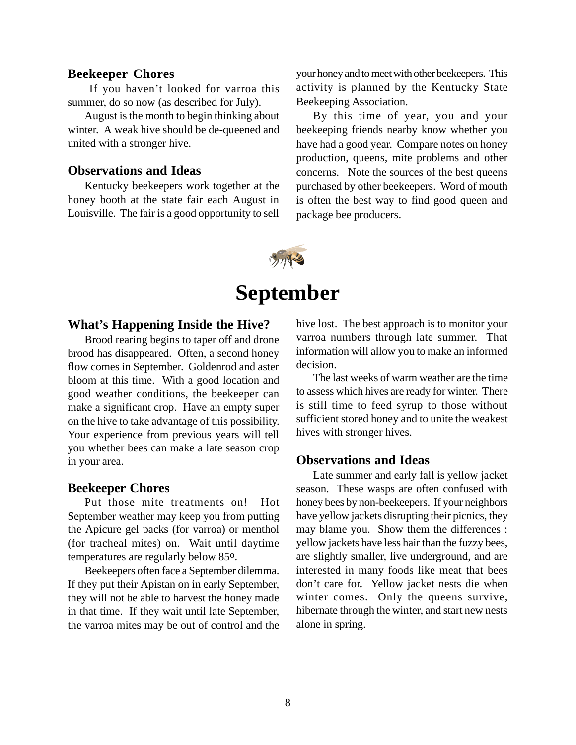### Beekeeper Chores

If you haven't looked for varroa this summer, do so now (as described for July).

August is the month to begin thinking about winter. A weak hive should be de-queened and united with a stronger hive.

### Observations and Ideas

Kentucky beekeepers work together at the honey booth at the state fair each August in Louisville. The fair is a good opportunity to sell your honey and to meet with other beekeepers. This activity is planned by the Kentucky State Beekeeping Association.

By this time of year, you and your beekeeping friends nearby know whether you have had a good year. Compare notes on honey production, queens, mite problems and other concerns. Note the sources of the best queens purchased by other beekeepers. Word of mouth is often the best way to find good queen and package bee producers.

# September

### What's Happening Inside the Hive?

Brood rearing begins to taper off and drone brood has disappeared. Often, a second honey flow comes in September. Goldenrod and aster bloom at this time. With a good location and good weather conditions, the beekeeper can make a significant crop. Have an empty super on the hive to take advantage of this possibility. Your experience from previous years will tell you whether bees can make a late season crop in your area.

### Beekeeper Chores

Put those mite treatments on! Hot September weather may keep you from putting the Apicure gel packs (for varroa) or menthol (for tracheal mites) on. Wait until daytime temperatures are regularly below 85º.

Beekeepers often face a September dilemma. If they put their Apistan on in early September, they will not be able to harvest the honey made in that time. If they wait until late September, the varroa mites may be out of control and the hive lost. The best approach is to monitor your varroa numbers through late summer. That information will allow you to make an informed decision.

The last weeks of warm weather are the time to assess which hives are ready for winter. There is still time to feed syrup to those without sufficient stored honey and to unite the weakest hives with stronger hives.

### Observations and Ideas

Late summer and early fall is yellow jacket season. These wasps are often confused with honey bees by non-beekeepers. If your neighbors have yellow jackets disrupting their picnics, they may blame you. Show them the differences : yellow jackets have less hair than the fuzzy bees, are slightly smaller, live underground, and are interested in many foods like meat that bees don't care for. Yellow jacket nests die when winter comes. Only the queens survive, hibernate through the winter, and start new nests alone in spring.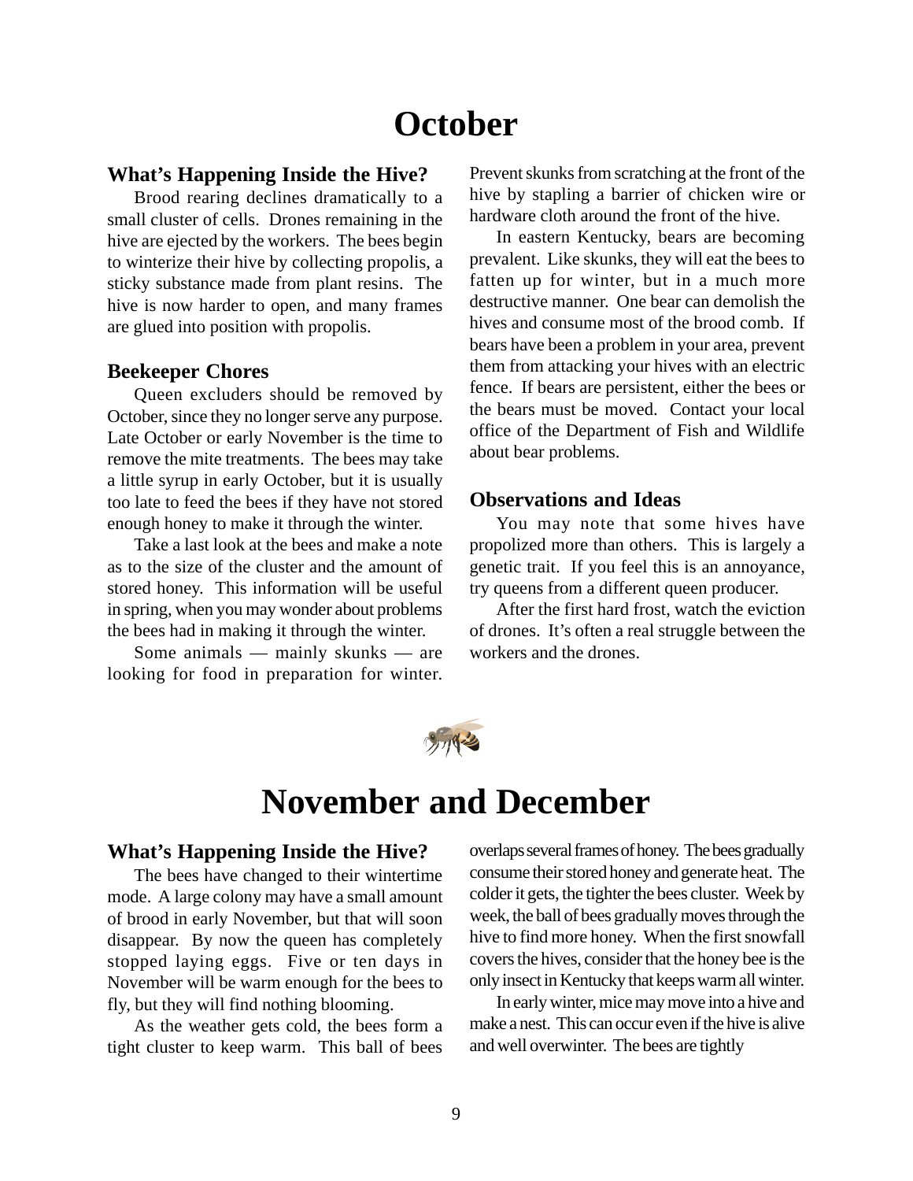# October

### What's Happening Inside the Hive?

Brood rearing declines dramatically to a small cluster of cells. Drones remaining in the hive are ejected by the workers. The bees begin to winterize their hive by collecting propolis, a sticky substance made from plant resins. The hive is now harder to open, and many frames are glued into position with propolis.

### Beekeeper Chores

Queen excluders should be removed by October, since they no longer serve any purpose. Late October or early November is the time to remove the mite treatments. The bees may take a little syrup in early October, but it is usually too late to feed the bees if they have not stored enough honey to make it through the winter.

Take a last look at the bees and make a note as to the size of the cluster and the amount of stored honey. This information will be useful in spring, when you may wonder about problems the bees had in making it through the winter.

Some animals — mainly skunks — are looking for food in preparation for winter. Prevent skunks from scratching at the front of the hive by stapling a barrier of chicken wire or hardware cloth around the front of the hive.

In eastern Kentucky, bears are becoming prevalent. Like skunks, they will eat the bees to fatten up for winter, but in a much more destructive manner. One bear can demolish the hives and consume most of the brood comb. If bears have been a problem in your area, prevent them from attacking your hives with an electric fence. If bears are persistent, either the bees or the bears must be moved. Contact your local office of the Department of Fish and Wildlife about bear problems.

### Observations and Ideas

You may note that some hives have propolized more than others. This is largely a genetic trait. If you feel this is an annoyance, try queens from a different queen producer.

After the first hard frost, watch the eviction of drones. It's often a real struggle between the workers and the drones.

# November and December

### What's Happening Inside the Hive?

The bees have changed to their wintertime mode. A large colony may have a small amount of brood in early November, but that will soon disappear. By now the queen has completely stopped laying eggs. Five or ten days in November will be warm enough for the bees to fly, but they will find nothing blooming.

As the weather gets cold, the bees form a tight cluster to keep warm. This ball of bees overlaps several frames of honey. The bees gradually consume their stored honey and generate heat. The colder it gets, the tighter the bees cluster. Week by week, the ball of bees gradually moves through the hive to find more honey. When the first snowfall covers the hives, consider that the honey bee is the only insect in Kentucky that keeps warm all winter.

In early winter, mice may move into a hive and make a nest. This can occur even if the hive is alive and well overwinter. The bees are tightly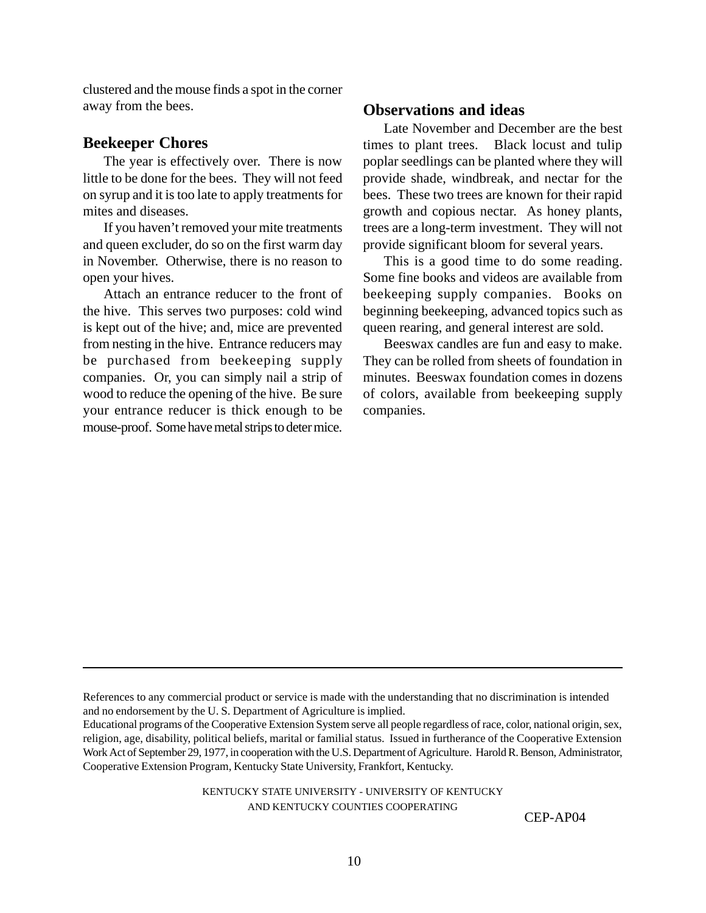clustered and the mouse finds a spot in the corner away from the bees.

## Beekeeper Chores

The year is effectively over. There is now little to be done for the bees. They will not feed on syrup and it is too late to apply treatments for mites and diseases.

If you haven't removed your mite treatments and queen excluder, do so on the first warm day in November. Otherwise, there is no reason to open your hives.

Attach an entrance reducer to the front of the hive. This serves two purposes: cold wind is kept out of the hive; and, mice are prevented from nesting in the hive. Entrance reducers may be purchased from beekeeping supply companies. Or, you can simply nail a strip of wood to reduce the opening of the hive. Be sure your entrance reducer is thick enough to be mouse-proof. Some have metal strips to deter mice.

## Observations and ideas

Late November and December are the best times to plant trees. Black locust and tulip poplar seedlings can be planted where they will provide shade, windbreak, and nectar for the bees. These two trees are known for their rapid growth and copious nectar. As honey plants, trees are a long-term investment. They will not provide significant bloom for several years.

This is a good time to do some reading. Some fine books and videos are available from beekeeping supply companies. Books on beginning beekeeping, advanced topics such as queen rearing, and general interest are sold.

Beeswax candles are fun and easy to make. They can be rolled from sheets of foundation in minutes. Beeswax foundation comes in dozens of colors, available from beekeeping supply companies.

---

References to any commercial product or service is made with the understanding that no discrimination is intended and no endorsement by the U. S. Department of Agriculture is implied.

Educational programs of the Cooperative Extension System serve all people regardless of race, color, national origin, sex, religion, age, disability, political beliefs, marital or familial status. Issued in furtherance of the Cooperative Extension Work Act of September 29, 1977, in cooperation with the U.S. Department of Agriculture. Harold R. Benson, Administrator, Cooperative Extension Program, Kentucky State University, Frankfort, Kentucky.

KENTUCKY STATE UNIVERSITY - UNIVERSITY OF KENTUCKY
AND KENTUCKY COUNTIES COOPERATING

CEP-AP04